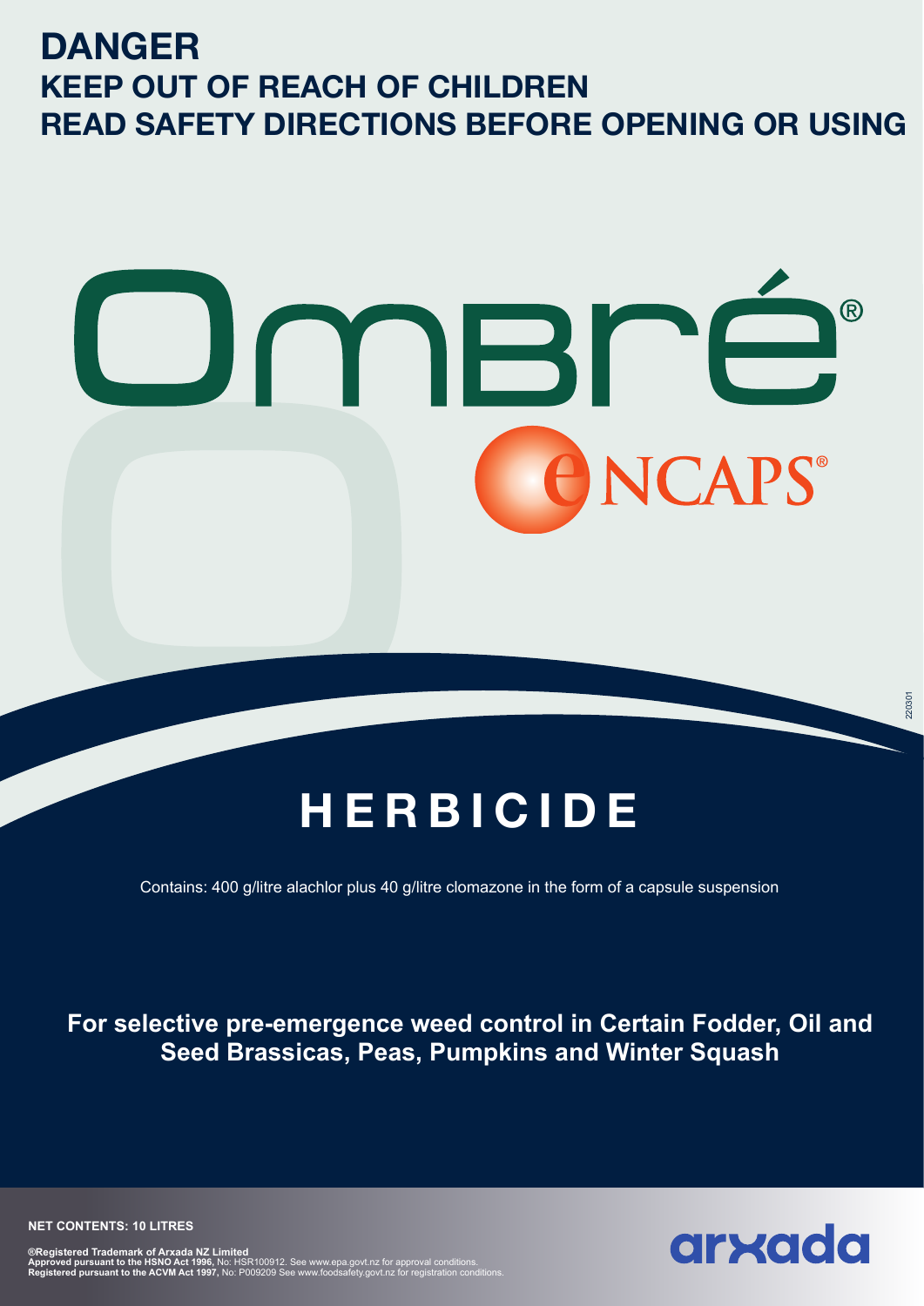# DANGER

## KEEP OUT OF REACH OF CHILDREN

## READ SAFETY DIRECTIONS BEFORE OPENING OR USING

# Ombré®

# eNCAPS®

# HERBICIDE

Contains: 400 g/litre alachlor plus 40 g/litre clomazone in the form of a capsule suspension

**For selective pre-emergence weed control in Certain Fodder, Oil and Seed Brassicas, Peas, Pumpkins and Winter Squash**

**NET CONTENTS: 10 LITRES**

**®Registered Trademark of Arxada NZ Limited**
**Approved pursuant to the HSNO Act 1996,** No: HSR100912. See www.epa.govt.nz for approval conditions.
**Registered pursuant to the ACVM Act 1997,** No: P009209 See www.foodsafety.govt.nz for registration conditions.

arxada

220301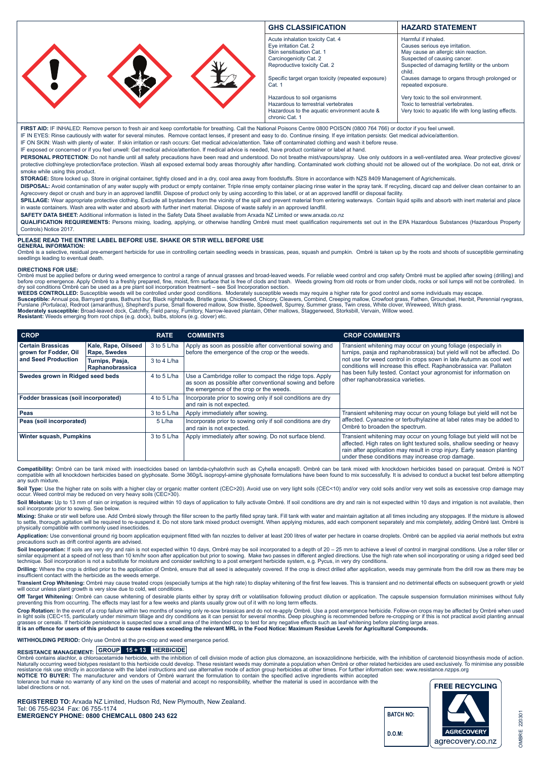| GHS CLASSIFICATION | HAZARD STATEMENT |
|---|---|
| Acute inhalation toxicity Cat. 4 | Harmful if inhaled. |
| Eye irritation Cat. 2 | Causes serious eye irritation. |
| Skin sensitisation Cat. 1 | May cause an allergic skin reaction. |
| Carcinogenicity Cat. 2 | Suspected of causing cancer. |
| Reproductive toxicity Cat. 2 | Suspected of damaging fertility or the unborn child. |
| Specific target organ toxicity (repeated exposure) Cat. 1 | Causes damage to organs through prolonged or repeated exposure. |
| Hazardous to soil organisms | Very toxic to the soil environment. |
| Hazardous to terrestrial vertebrates | Toxic to terrestrial vertebrates. |
| Hazardous to the aquatic environment acute & chronic Cat. 1 | Very toxic to aquatic life with long lasting effects. |

**FIRST AID:** IF INHALED: Remove person to fresh air and keep comfortable for breathing. Call the National Poisons Centre 0800 POISON (0800 764 766) or doctor if you feel unwell.
IF IN EYES: Rinse cautiously with water for several minutes. Remove contact lenses, if present and easy to do. Continue rinsing. If eye irritation persists: Get medical advice/attention.
IF ON SKIN: Wash with plenty of water. If skin irritation or rash occurs: Get medical advice/attention. Take off contaminated clothing and wash it before reuse.
IF exposed or concerned or if you feel unwell: Get medical advice/attention. If medical advice is needed, have product container or label at hand.

**PERSONAL PROTECTION**: Do not handle until all safety precautions have been read and understood. Do not breathe mist/vapours/spray. Use only outdoors in a well-ventilated area. Wear protective gloves/ protective clothing/eye protection/face protection. Wash all exposed external body areas thoroughly after handling. Contaminated work clothing should not be allowed out of the workplace. Do not eat, drink or smoke while using this product.

**STORAGE:** Store locked up. Store in original container, tightly closed and in a dry, cool area away from foodstuffs. Store in accordance with NZS 8409 Management of Agrichemicals.

**DISPOSAL:** Avoid contamination of any water supply with product or empty container. Triple rinse empty container placing rinse water in the spray tank. If recycling, discard cap and deliver clean container to an Agrecovery depot or crush and bury in an approved landfill. Dispose of product only by using according to this label, or at an approved landfill or disposal facility.

**SPILLAGE:** Wear appropriate protective clothing. Exclude all bystanders from the vicinity of the spill and prevent material from entering waterways. Contain liquid spills and absorb with inert material and place in waste containers. Wash area with water and absorb with further inert material. Dispose of waste safely in an approved landfill.

**SAFETY DATA SHEET:** Additional information is listed in the Safety Data Sheet available from Arxada NZ Limited or www.arxada.co.nz

**QUALIFICATION REQUIREMENTS:** Persons mixing, loading, applying, or otherwise handling Ombré must meet qualification requirements set out in the EPA Hazardous Substances (Hazardous Property Controls) Notice 2017.

## PLEASE READ THE ENTIRE LABEL BEFORE USE. SHAKE OR STIR WELL BEFORE USE

**GENERAL INFORMATION:**
Ombré is a selective, residual pre-emergent herbicide for use in controlling certain seedling weeds in brassicas, peas, squash and pumpkin. Ombré is taken up by the roots and shoots of susceptible germinating seedlings leading to eventual death.

**DIRECTIONS FOR USE:**
Ombré must be applied before or during weed emergence to control a range of annual grasses and broad-leaved weeds. For reliable weed control and crop safety Ombré must be applied after sowing (drilling) and before crop emergence. Apply Ombré to a freshly prepared, fine, moist, firm surface that is free of clods and trash. Weeds growing from old roots or from under clods, rocks or soil lumps will not be controlled. In dry soil conditions Ombré can be used as a pre plant soil incorporation treatment – see Soil Incorporation section.

**WEEDS CONTROLLED:** Susceptible weeds will be controlled under good conditions. Moderately susceptible weeds may require a higher rate for good control and some individuals may escape.
**Susceptible:** Annual poa, Barnyard grass, Bathurst bur, Black nightshade, Bristle grass, Chickweed, Chicory, Cleavers, Cornbind, Creeping mallow, Crowfoot grass, Fathen, Groundsel, Henbit, Perennial ryegrass, Purslane *(Portulaca)*, Redroot (amaranthus), Shepherd's purse, Small flowered mallow, Sow thistle, Speedwell, Spurrey, Summer grass, Twin cress, White clover, Wireweed, Witch grass.
**Moderately susceptible:** Broad-leaved dock, Catchfly, Field pansy, Fumitory, Narrow-leaved plantain, Other mallows, Staggerweed, Storksbill, Vervain, Willow weed.
**Resistant:** Weeds emerging from root chips (e.g. dock), bulbs, stolons (e.g. clover) etc.

| CROP | | RATE | COMMENTS | CROP COMMENTS |
|---|---|---|---|---|
| Certain Brassicas grown for Fodder, Oil and Seed Production | Kale, Rape, Oilseed Rape, Swedes | 3 to 5 L/ha | Apply as soon as possible after conventional sowing and before the emergence of the crop or the weeds. | Transient whitening may occur on young foliage (especially in turnips, pasja and raphanobrassica) but yield will not be affected. Do not use for weed control in crops sown in late Autumn as cool wet conditions will increase this effect. Raphanobrassica var. Pallaton has been fully tested. Contact your agronomist for information on other raphanobrassica varieties. |
| | Turnips, Pasja, Raphanobrassica | 3 to 4 L/ha | | |
| Swedes grown in Ridged seed beds | | 4 to 5 L/ha | Use a Cambridge roller to compact the ridge tops. Apply as soon as possible after conventional sowing and before the emergence of the crop or the weeds. | |
| Fodder brassicas (soil incorporated) | | 4 to 5 L/ha | Incorporate prior to sowing only if soil conditions are dry and rain is not expected. | |
| Peas | | 3 to 5 L/ha | Apply immediately after sowing. | Transient whitening may occur on young foliage but yield will not be affected. Cyanazine or terbuthylazine at label rates may be added to Ombré to broaden the spectrum. |
| Peas (soil incorporated) | | 5 L/ha | Incorporate prior to sowing only if soil conditions are dry and rain is not expected. | |
| Winter squash, Pumpkins | | 3 to 5 L/ha | Apply immediately after sowing. Do not surface blend. | Transient whitening may occur on young foliage but yield will not be affected. High rates on light textured soils, shallow seeding or heavy rain after application may result in crop injury. Early season planting under these conditions may increase crop damage. |

**Compatibility:** Ombré can be tank mixed with insecticides based on lambda-cyhalothrin such as Cyhella encaps®. Ombré can be tank mixed with knockdown herbicides based on paraquat. Ombré is NOT compatible with all knockdown herbicides based on glyphosate. Some 360g/L isopropyl-amine glyphosate formulations have been found to mix successfully. It is advised to conduct a bucket test before attempting any such mixture.

**Soil Type:** Use the higher rate on soils with a higher clay or organic matter content (CEC>20). Avoid use on very light soils (CEC<10) and/or very cold soils and/or very wet soils as excessive crop damage may occur. Weed control may be reduced on very heavy soils (CEC>30).

**Soil Moisture:** Up to 13 mm of rain or irrigation is required within 10 days of application to fully activate Ombré. If soil conditions are dry and rain is not expected within 10 days and irrigation is not available, then soil incorporate prior to sowing. See below.

**Mixing:** Shake or stir well before use. Add Ombré slowly through the filler screen to the partly filled spray tank. Fill tank with water and maintain agitation at all times including any stoppages. If the mixture is allowed to settle, thorough agitation will be required to re-suspend it. Do not store tank mixed product overnight. When applying mixtures, add each component separately and mix completely, adding Ombré last. Ombré is physically compatible with commonly used insecticides.

**Application:** Use conventional ground rig boom application equipment fitted with fan nozzles to deliver at least 200 litres of water per hectare in coarse droplets. Ombré can be applied via aerial methods but extra precautions such as drift control agents are advised.

**Soil Incorporation:** If soils are very dry and rain is not expected within 10 days, Ombré may be soil incorporated to a depth of 20 – 25 mm to achieve a level of control in marginal conditions. Use a roller tiller or similar equipment at a speed of not less than 10 km/hr soon after application but prior to sowing. Make two passes in different angled directions. Use the high rate when soil incorporating or using a ridged seed bed technique. Soil incorporation is not a substitute for moisture and consider switching to a post emergent herbicide system, e.g. Pycus, in very dry conditions.

**Drilling:** Where the crop is drilled prior to the application of Ombré, ensure that all seed is adequately covered. If the crop is direct drilled after application, weeds may germinate from the drill row as there may be insufficient contact with the herbicide as the weeds emerge.

**Transient Crop Whitening:** Ombré may cause treated crops (especially turnips at the high rate) to display whitening of the first few leaves. This is transient and no detrimental effects on subsequent growth or yield will occur unless plant growth is very slow due to cold, wet conditions.

**Off Target Whitening:** Ombré can cause whitening of desirable plants either by spray drift or volatilisation following product dilution or application. The capsule suspension formulation minimises without fully preventing this from occurring. The effects may last for a few weeks and plants usually grow out of it with no long term effects.

**Crop Rotation:** In the event of a crop failure within two months of sowing only re-sow brassicas and do not re-apply Ombré. Use a post emergence herbicide. Follow-on crops may be affected by Ombré when used in light soils (CEC<15, particularly under minimum tillage and dry conditions as it can persist for several months. Deep ploughing is recommended before re-cropping or if this is not practical avoid planting annual grasses or cereals. If herbicide persistence is suspected sow a small area of the intended crop to test for any negative effects such as leaf whitening before planting large areas.
**It is an offence for users of this product to cause residues exceeding the relevant MRL in the Food Notice: Maximum Residue Levels for Agricultural Compounds.**

**WITHHOLDING PERIOD:** Only use Ombré at the pre-crop and weed emergence period.

**RESISTANCE MANAGEMENT: GROUP 15 + 13 HERBICIDE**
Ombré contains alachlor, a chloroacetamide herbicide, with the inhibition of cell division mode of action plus clomazone, an isoxazolidinone herbicide, with the inhibition of carotenoid biosynthesis mode of action. Naturally occurring weed biotypes resistant to this herbicide could develop. These resistant weeds may dominate a population when Ombré or other related herbicides are used exclusively. To minimise any possible resistance risk use strictly in accordance with the label instructions and use alternative mode of action group herbicides at other times. For further information see: www.resistance.nzpps.org
**NOTICE TO BUYER:** The manufacturer and vendors of Ombré warrant the formulation to contain the specified active ingredients within accepted tolerance but make no warranty of any kind on the uses of material and accept no responsibility, whether the material is used in accordance with the label directions or not.

**REGISTERED TO:** Arxada NZ Limited, Hudson Rd, New Plymouth, New Zealand.
Tel: 06 755-9234 Fax: 06 755-1174
**EMERGENCY PHONE: 0800 CHEMCALL 0800 243 622**

**BATCH NO:**

**D.O.M:**

FREE RECYCLING
AGRECOVERY
agrecovery.co.nz

OMBRE 220301